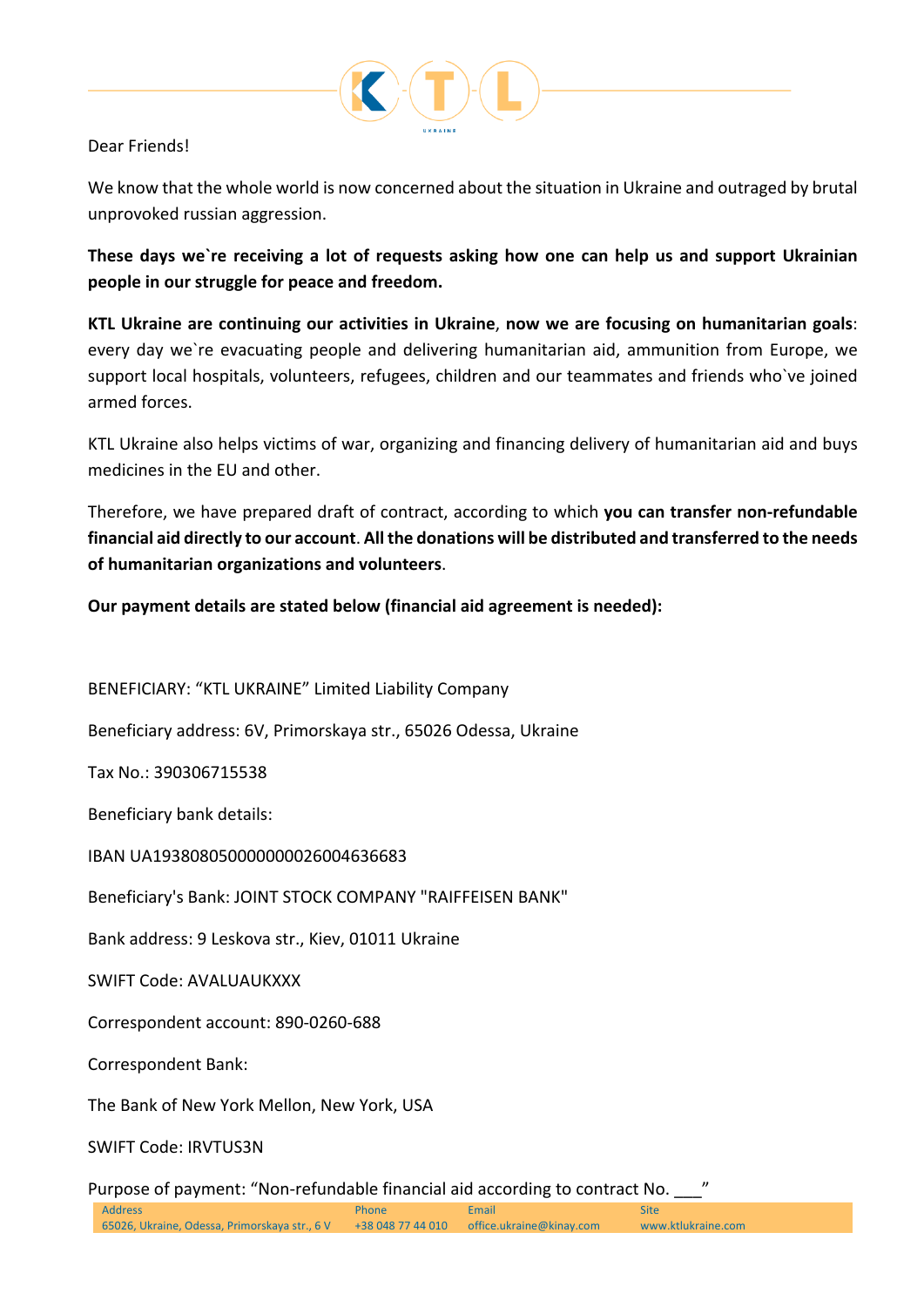Dear Friends!

We know that the whole world is now concerned about the situation in Ukraine and outraged by brutal unprovoked russian aggression.

**These days we`re receiving a lot of requests asking how one can help us and support Ukrainian people in our struggle for peace and freedom.**

**KTL Ukraine are continuing our activities in Ukraine**, **now we are focusing on humanitarian goals**: every day we`re evacuating people and delivering humanitarian aid, ammunition from Europe, we support local hospitals, volunteers, refugees, children and our teammates and friends who`ve joined armed forces.

KTL Ukraine also helps victims of war, organizing and financing delivery of humanitarian aid and buys medicines in the EU and other.

Therefore, we have prepared draft of contract, according to which **you can transfer non-refundable financial aid directly to our account**. **All the donations will be distributed and transferred to the needs of humanitarian organizations and volunteers**.

**Our payment details are stated below (financial aid agreement is needed):**

BENEFICIARY: "KTL UKRAINE" Limited Liability Company

Beneficiary address: 6V, Primorskaya str., 65026 Odessa, Ukraine

Tax No.: 390306715538

Beneficiary bank details:

IBAN UA193808050000000026004636683

Beneficiary's Bank: JOINT STOCK COMPANY "RAIFFEISEN BANK"

Bank address: 9 Leskova str., Kiev, 01011 Ukraine

SWIFT Code: AVALUAUKXXX

Correspondent account: 890-0260-688

Correspondent Bank:

The Bank of New York Mellon, New York, USA

SWIFT Code: IRVTUS3N

Purpose of payment: "Non-refundable financial aid according to contract No. ___"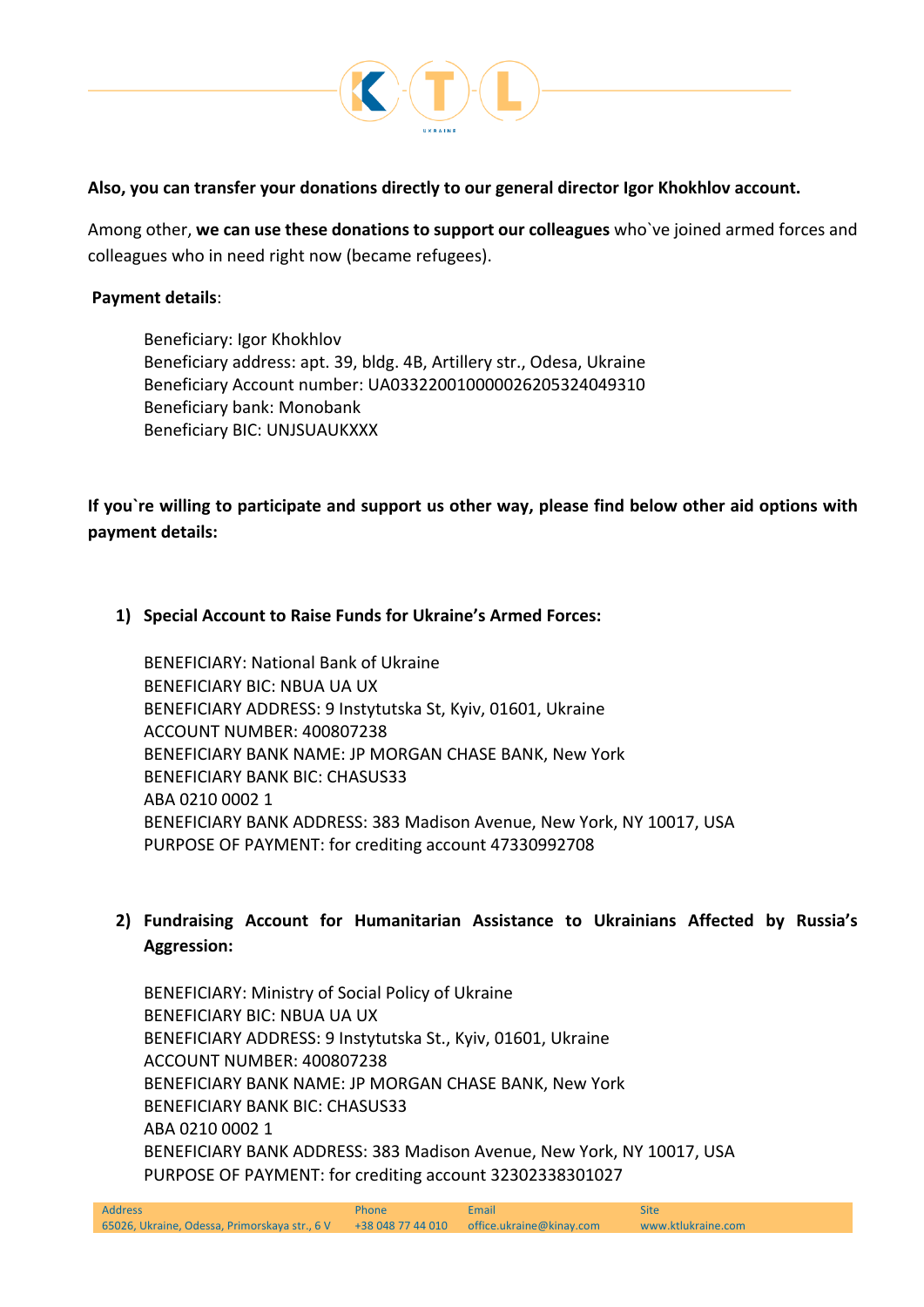**Also, you can transfer your donations directly to our general director Igor Khokhlov account.**

Among other, **we can use these donations to support our colleagues** who`ve joined armed forces and colleagues who in need right now (became refugees).

**Payment details**:

Beneficiary: Igor Khokhlov
Beneficiary address: apt. 39, bldg. 4B, Artillery str., Odesa, Ukraine
Beneficiary Account number: UA033220010000026205324049310
Beneficiary bank: Monobank
Beneficiary BIC: UNJSUAUKXXX

**If you`re willing to participate and support us other way, please find below other aid options with payment details:**

1) **Special Account to Raise Funds for Ukraine's Armed Forces:**

   BENEFICIARY: National Bank of Ukraine
   BENEFICIARY BIC: NBUA UA UX
   BENEFICIARY ADDRESS: 9 Instytutska St, Kyiv, 01601, Ukraine
   ACCOUNT NUMBER: 400807238
   BENEFICIARY BANK NAME: JP MORGAN CHASE BANK, New York
   BENEFICIARY BANK BIC: CHASUS33
   ABA 0210 0002 1
   BENEFICIARY BANK ADDRESS: 383 Madison Avenue, New York, NY 10017, USA
   PURPOSE OF PAYMENT: for crediting account 47330992708

2) **Fundraising Account for Humanitarian Assistance to Ukrainians Affected by Russia's Aggression:**

   BENEFICIARY: Ministry of Social Policy of Ukraine
   BENEFICIARY BIC: NBUA UA UX
   BENEFICIARY ADDRESS: 9 Instytutska St., Kyiv, 01601, Ukraine
   ACCOUNT NUMBER: 400807238
   BENEFICIARY BANK NAME: JP MORGAN CHASE BANK, New York
   BENEFICIARY BANK BIC: CHASUS33
   ABA 0210 0002 1
   BENEFICIARY BANK ADDRESS: 383 Madison Avenue, New York, NY 10017, USA
   PURPOSE OF PAYMENT: for crediting account 32302338301027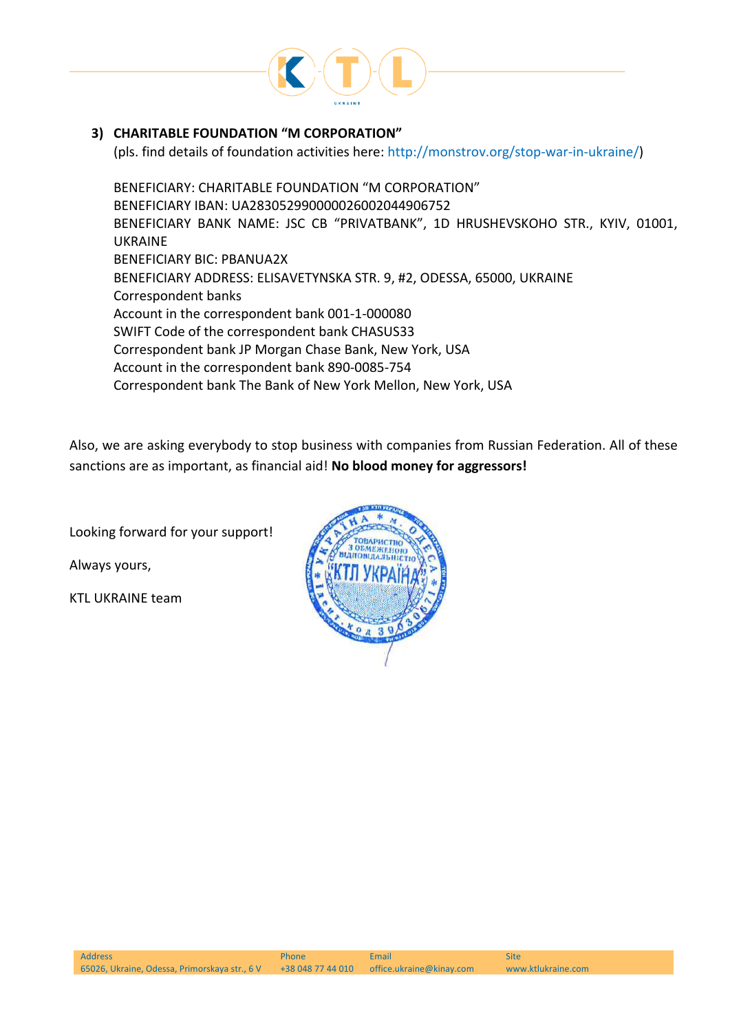### 3) CHARITABLE FOUNDATION "M CORPORATION"

(pls. find details of foundation activities here: http://monstrov.org/stop-war-in-ukraine/)

BENEFICIARY: CHARITABLE FOUNDATION "M CORPORATION"
BENEFICIARY IBAN: UA283052990000026002044906752
BENEFICIARY BANK NAME: JSC CB "PRIVATBANK", 1D HRUSHEVSKOHO STR., KYIV, 01001, UKRAINE
BENEFICIARY BIC: PBANUA2X
BENEFICIARY ADDRESS: ELISAVETYNSKA STR. 9, #2, ODESSA, 65000, UKRAINE
Correspondent banks
Account in the correspondent bank 001-1-000080
SWIFT Code of the correspondent bank CHASUS33
Correspondent bank JP Morgan Chase Bank, New York, USA
Account in the correspondent bank 890-0085-754
Correspondent bank The Bank of New York Mellon, New York, USA

Also, we are asking everybody to stop business with companies from Russian Federation. All of these sanctions are as important, as financial aid! **No blood money for aggressors!**

Looking forward for your support!

Always yours,

KTL UKRAINE team